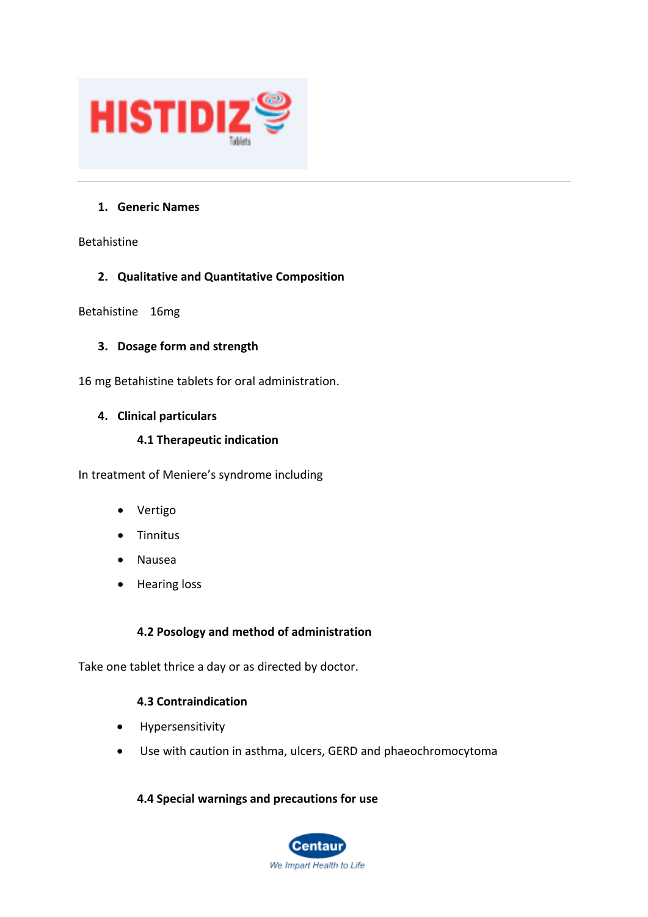# HISTIDIZ Tablets

---

## 1. Generic Names

Betahistine

## 2. Qualitative and Quantitative Composition

Betahistine 16mg

## 3. Dosage form and strength

16 mg Betahistine tablets for oral administration.

## 4. Clinical particulars

### 4.1 Therapeutic indication

In treatment of Meniere's syndrome including

- Vertigo
- Tinnitus
- Nausea
- Hearing loss

### 4.2 Posology and method of administration

Take one tablet thrice a day or as directed by doctor.

### 4.3 Contraindication

- Hypersensitivity
- Use with caution in asthma, ulcers, GERD and phaeochromocytoma

### 4.4 Special warnings and precautions for use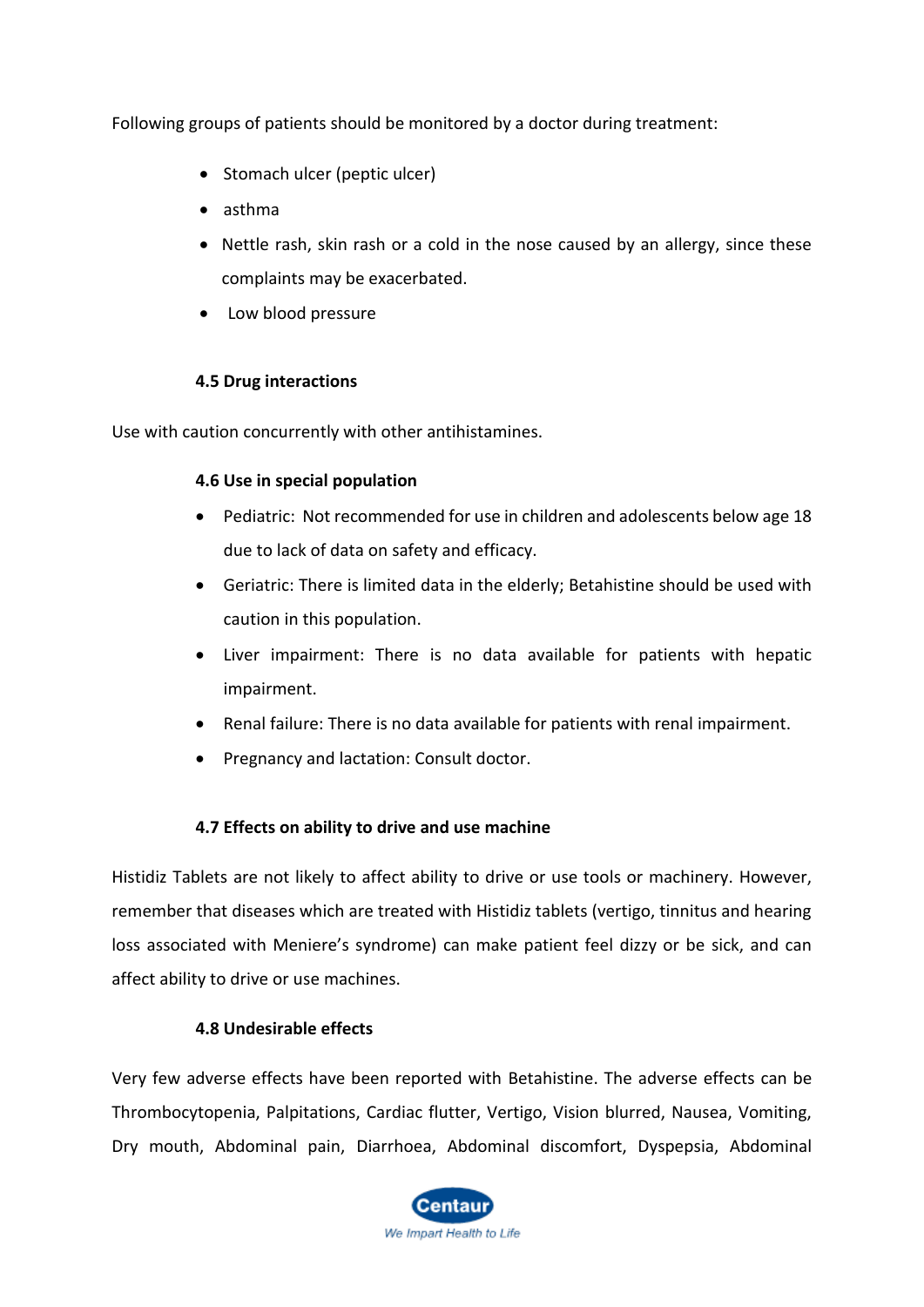Following groups of patients should be monitored by a doctor during treatment:

- Stomach ulcer (peptic ulcer)
- asthma
- Nettle rash, skin rash or a cold in the nose caused by an allergy, since these complaints may be exacerbated.
- Low blood pressure

#### 4.5 Drug interactions

Use with caution concurrently with other antihistamines.

#### 4.6 Use in special population

- Pediatric: Not recommended for use in children and adolescents below age 18 due to lack of data on safety and efficacy.
- Geriatric: There is limited data in the elderly; Betahistine should be used with caution in this population.
- Liver impairment: There is no data available for patients with hepatic impairment.
- Renal failure: There is no data available for patients with renal impairment.
- Pregnancy and lactation: Consult doctor.

#### 4.7 Effects on ability to drive and use machine

Histidiz Tablets are not likely to affect ability to drive or use tools or machinery. However, remember that diseases which are treated with Histidiz tablets (vertigo, tinnitus and hearing loss associated with Meniere's syndrome) can make patient feel dizzy or be sick, and can affect ability to drive or use machines.

#### 4.8 Undesirable effects

Very few adverse effects have been reported with Betahistine. The adverse effects can be Thrombocytopenia, Palpitations, Cardiac flutter, Vertigo, Vision blurred, Nausea, Vomiting, Dry mouth, Abdominal pain, Diarrhoea, Abdominal discomfort, Dyspepsia, Abdominal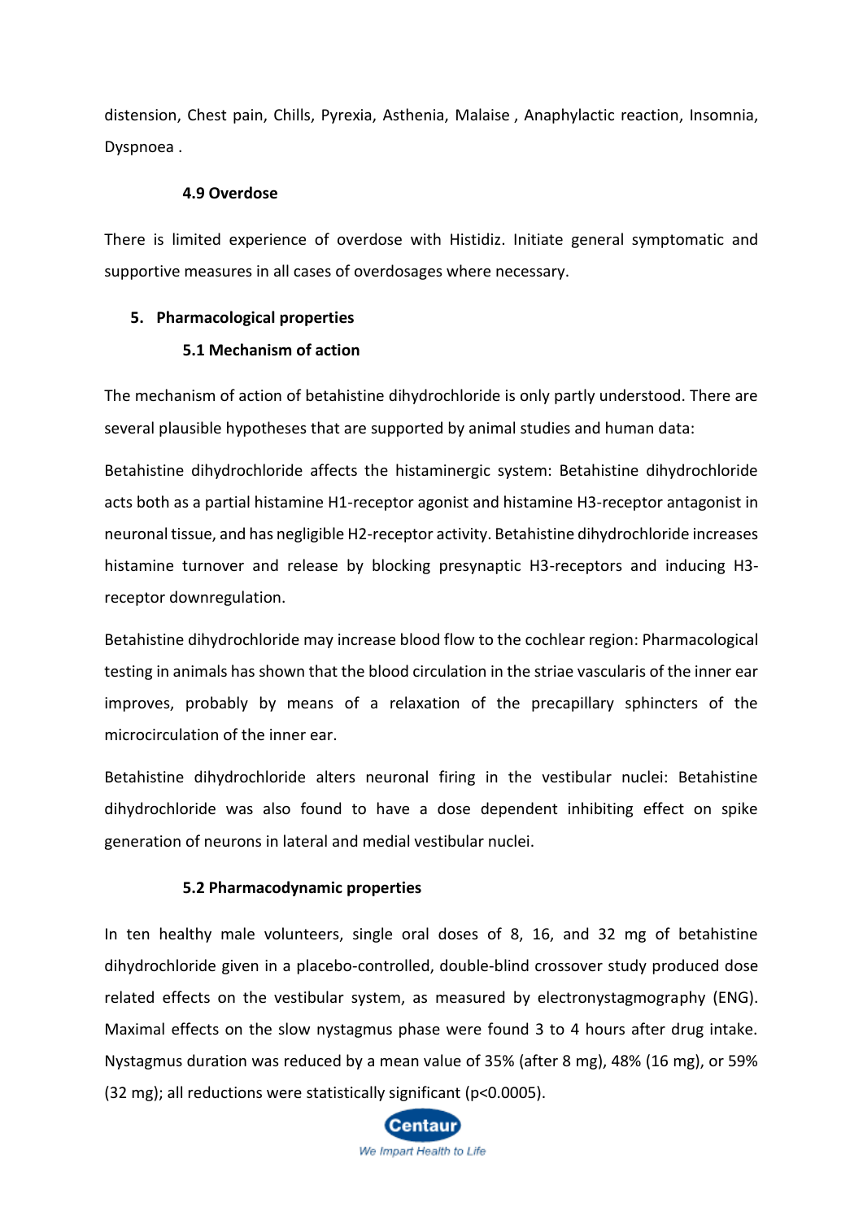distension, Chest pain, Chills, Pyrexia, Asthenia, Malaise , Anaphylactic reaction, Insomnia, Dyspnoea .

### 4.9 Overdose

There is limited experience of overdose with Histidiz. Initiate general symptomatic and supportive measures in all cases of overdosages where necessary.

## 5. Pharmacological properties

### 5.1 Mechanism of action

The mechanism of action of betahistine dihydrochloride is only partly understood. There are several plausible hypotheses that are supported by animal studies and human data:

Betahistine dihydrochloride affects the histaminergic system: Betahistine dihydrochloride acts both as a partial histamine H1-receptor agonist and histamine H3-receptor antagonist in neuronal tissue, and has negligible H2-receptor activity. Betahistine dihydrochloride increases histamine turnover and release by blocking presynaptic H3-receptors and inducing H3-receptor downregulation.

Betahistine dihydrochloride may increase blood flow to the cochlear region: Pharmacological testing in animals has shown that the blood circulation in the striae vascularis of the inner ear improves, probably by means of a relaxation of the precapillary sphincters of the microcirculation of the inner ear.

Betahistine dihydrochloride alters neuronal firing in the vestibular nuclei: Betahistine dihydrochloride was also found to have a dose dependent inhibiting effect on spike generation of neurons in lateral and medial vestibular nuclei.

### 5.2 Pharmacodynamic properties

In ten healthy male volunteers, single oral doses of 8, 16, and 32 mg of betahistine dihydrochloride given in a placebo-controlled, double-blind crossover study produced dose related effects on the vestibular system, as measured by electronystagmography (ENG). Maximal effects on the slow nystagmus phase were found 3 to 4 hours after drug intake. Nystagmus duration was reduced by a mean value of 35% (after 8 mg), 48% (16 mg), or 59% (32 mg); all reductions were statistically significant ($p<0.0005$).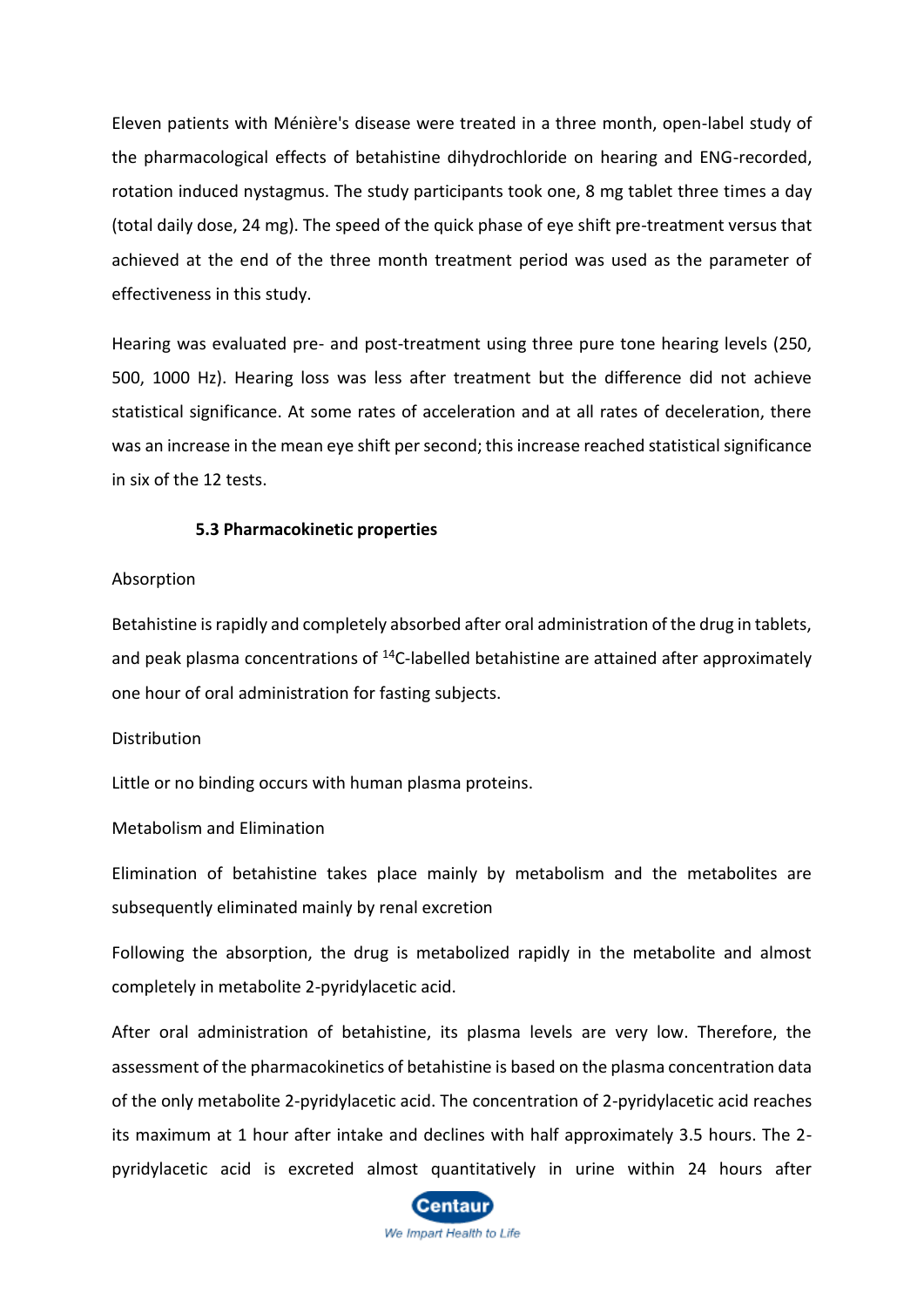Eleven patients with Ménière's disease were treated in a three month, open-label study of the pharmacological effects of betahistine dihydrochloride on hearing and ENG-recorded, rotation induced nystagmus. The study participants took one, 8 mg tablet three times a day (total daily dose, 24 mg). The speed of the quick phase of eye shift pre-treatment versus that achieved at the end of the three month treatment period was used as the parameter of effectiveness in this study.

Hearing was evaluated pre- and post-treatment using three pure tone hearing levels (250, 500, 1000 Hz). Hearing loss was less after treatment but the difference did not achieve statistical significance. At some rates of acceleration and at all rates of deceleration, there was an increase in the mean eye shift per second; this increase reached statistical significance in six of the 12 tests.

### 5.3 Pharmacokinetic properties

Absorption

Betahistine is rapidly and completely absorbed after oral administration of the drug in tablets, and peak plasma concentrations of $^{14}C$-labelled betahistine are attained after approximately one hour of oral administration for fasting subjects.

Distribution

Little or no binding occurs with human plasma proteins.

Metabolism and Elimination

Elimination of betahistine takes place mainly by metabolism and the metabolites are subsequently eliminated mainly by renal excretion

Following the absorption, the drug is metabolized rapidly in the metabolite and almost completely in metabolite 2-pyridylacetic acid.

After oral administration of betahistine, its plasma levels are very low. Therefore, the assessment of the pharmacokinetics of betahistine is based on the plasma concentration data of the only metabolite 2-pyridylacetic acid. The concentration of 2-pyridylacetic acid reaches its maximum at 1 hour after intake and declines with half approximately 3.5 hours. The 2-pyridylacetic acid is excreted almost quantitatively in urine within 24 hours after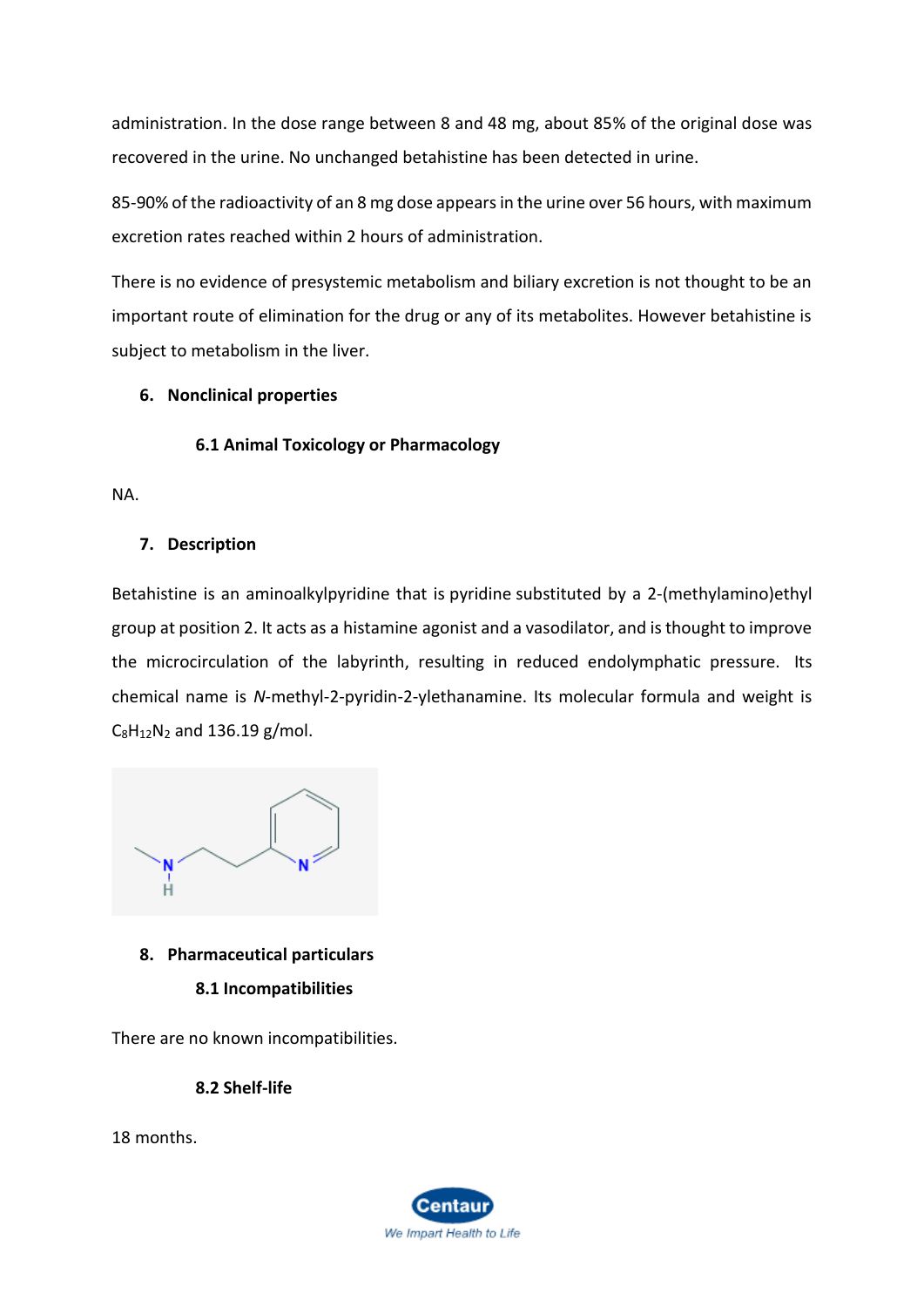administration. In the dose range between 8 and 48 mg, about 85% of the original dose was recovered in the urine. No unchanged betahistine has been detected in urine.

85-90% of the radioactivity of an 8 mg dose appears in the urine over 56 hours, with maximum excretion rates reached within 2 hours of administration.

There is no evidence of presystemic metabolism and biliary excretion is not thought to be an important route of elimination for the drug or any of its metabolites. However betahistine is subject to metabolism in the liver.

## 6. Nonclinical properties

### 6.1 Animal Toxicology or Pharmacology

NA.

## 7. Description

Betahistine is an aminoalkylpyridine that is pyridine substituted by a 2-(methylamino)ethyl group at position 2. It acts as a histamine agonist and a vasodilator, and is thought to improve the microcirculation of the labyrinth, resulting in reduced endolymphatic pressure. Its chemical name is *N*-methyl-2-pyridin-2-ylethanamine. Its molecular formula and weight is $C_8H_{12}N_2$ and 136.19 g/mol.

## 8. Pharmaceutical particulars

### 8.1 Incompatibilities

There are no known incompatibilities.

### 8.2 Shelf-life

18 months.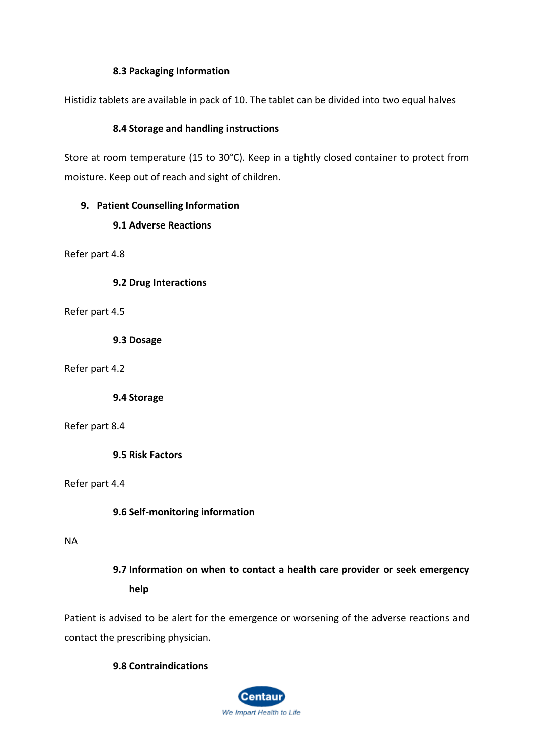### 8.3 Packaging Information

Histidiz tablets are available in pack of 10. The tablet can be divided into two equal halves

### 8.4 Storage and handling instructions

Store at room temperature (15 to 30°C). Keep in a tightly closed container to protect from moisture. Keep out of reach and sight of children.

## 9. Patient Counselling Information

### 9.1 Adverse Reactions

Refer part 4.8

### 9.2 Drug Interactions

Refer part 4.5

### 9.3 Dosage

Refer part 4.2

### 9.4 Storage

Refer part 8.4

### 9.5 Risk Factors

Refer part 4.4

### 9.6 Self-monitoring information

NA

### 9.7 Information on when to contact a health care provider or seek emergency help

Patient is advised to be alert for the emergence or worsening of the adverse reactions and contact the prescribing physician.

### 9.8 Contraindications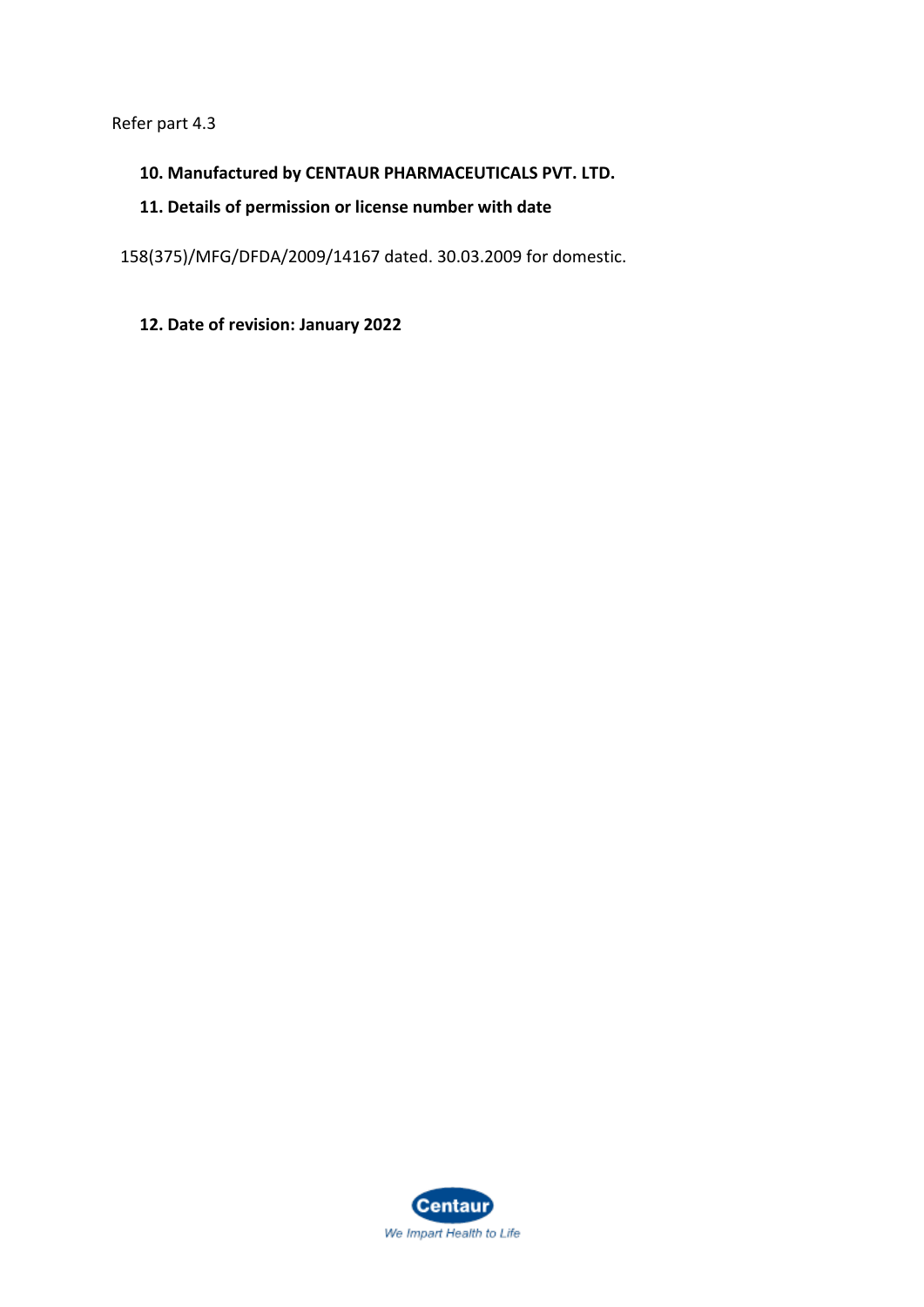Refer part 4.3

**10. Manufactured by CENTAUR PHARMACEUTICALS PVT. LTD.**

**11. Details of permission or license number with date**

158(375)/MFG/DFDA/2009/14167 dated. 30.03.2009 for domestic.

**12. Date of revision: January 2022**